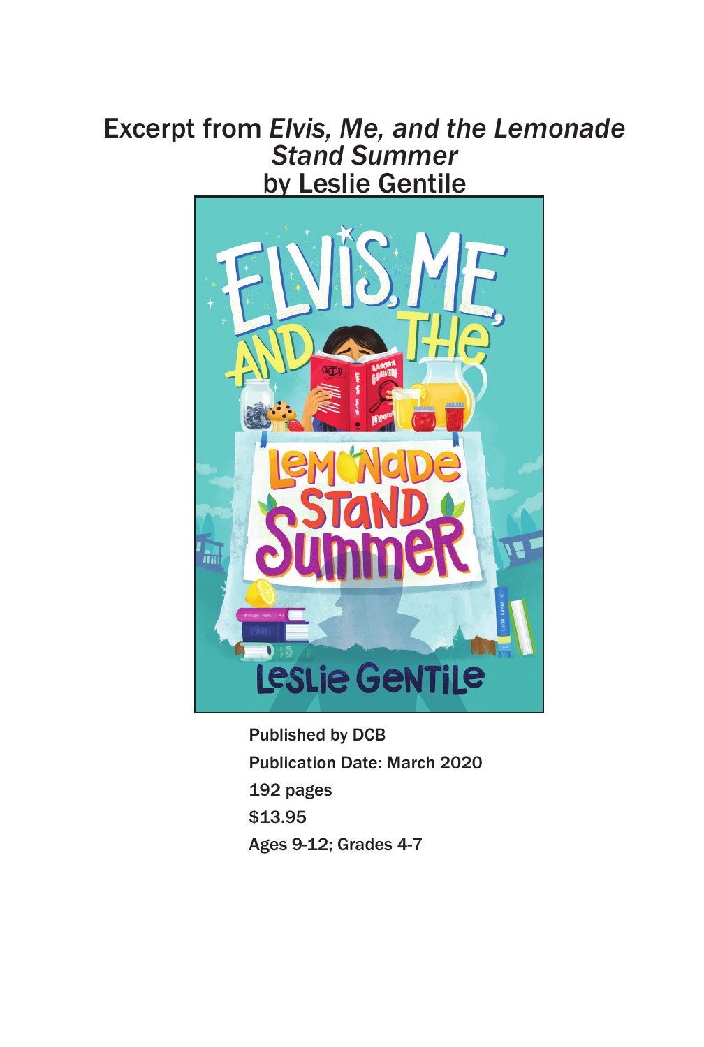# Excerpt from *Elvis, Me, and the Lemonade Stand Summer*
# by Leslie Gentile

Published by DCB

Publication Date: March 2020

192 pages

$13.95

Ages 9-12; Grades 4-7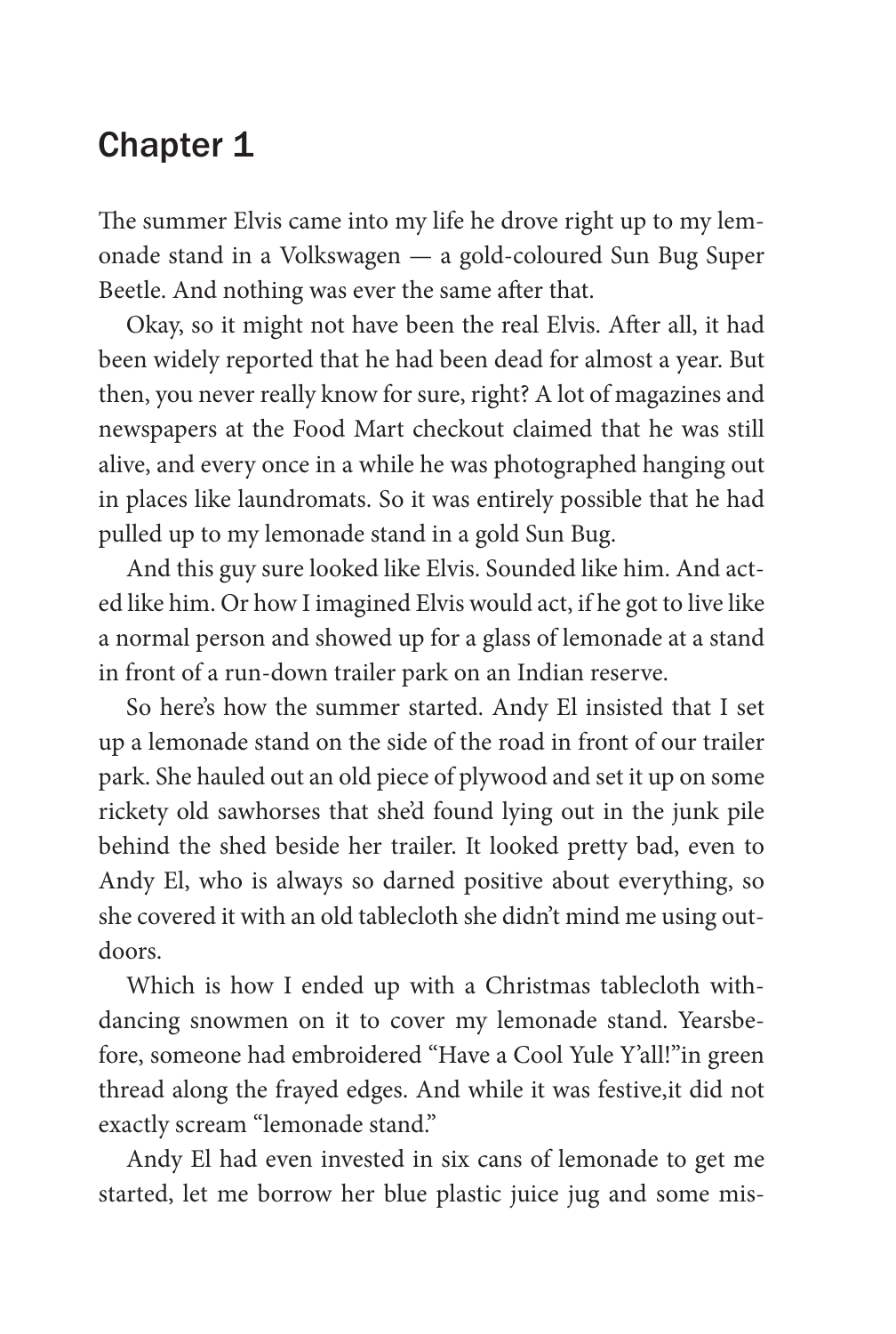## Chapter 1

The summer Elvis came into my life he drove right up to my lemonade stand in a Volkswagen — a gold-coloured Sun Bug Super Beetle. And nothing was ever the same after that.

Okay, so it might not have been the real Elvis. After all, it had been widely reported that he had been dead for almost a year. But then, you never really know for sure, right? A lot of magazines and newspapers at the Food Mart checkout claimed that he was still alive, and every once in a while he was photographed hanging out in places like laundromats. So it was entirely possible that he had pulled up to my lemonade stand in a gold Sun Bug.

And this guy sure looked like Elvis. Sounded like him. And acted like him. Or how I imagined Elvis would act, if he got to live like a normal person and showed up for a glass of lemonade at a stand in front of a run-down trailer park on an Indian reserve.

So here's how the summer started. Andy El insisted that I set up a lemonade stand on the side of the road in front of our trailer park. She hauled out an old piece of plywood and set it up on some rickety old sawhorses that she'd found lying out in the junk pile behind the shed beside her trailer. It looked pretty bad, even to Andy El, who is always so darned positive about everything, so she covered it with an old tablecloth she didn't mind me using outdoors.

Which is how I ended up with a Christmas tablecloth withdancing snowmen on it to cover my lemonade stand. Yearsbefore, someone had embroidered "Have a Cool Yule Y'all!"in green thread along the frayed edges. And while it was festive,it did not exactly scream "lemonade stand."

Andy El had even invested in six cans of lemonade to get me started, let me borrow her blue plastic juice jug and some mis-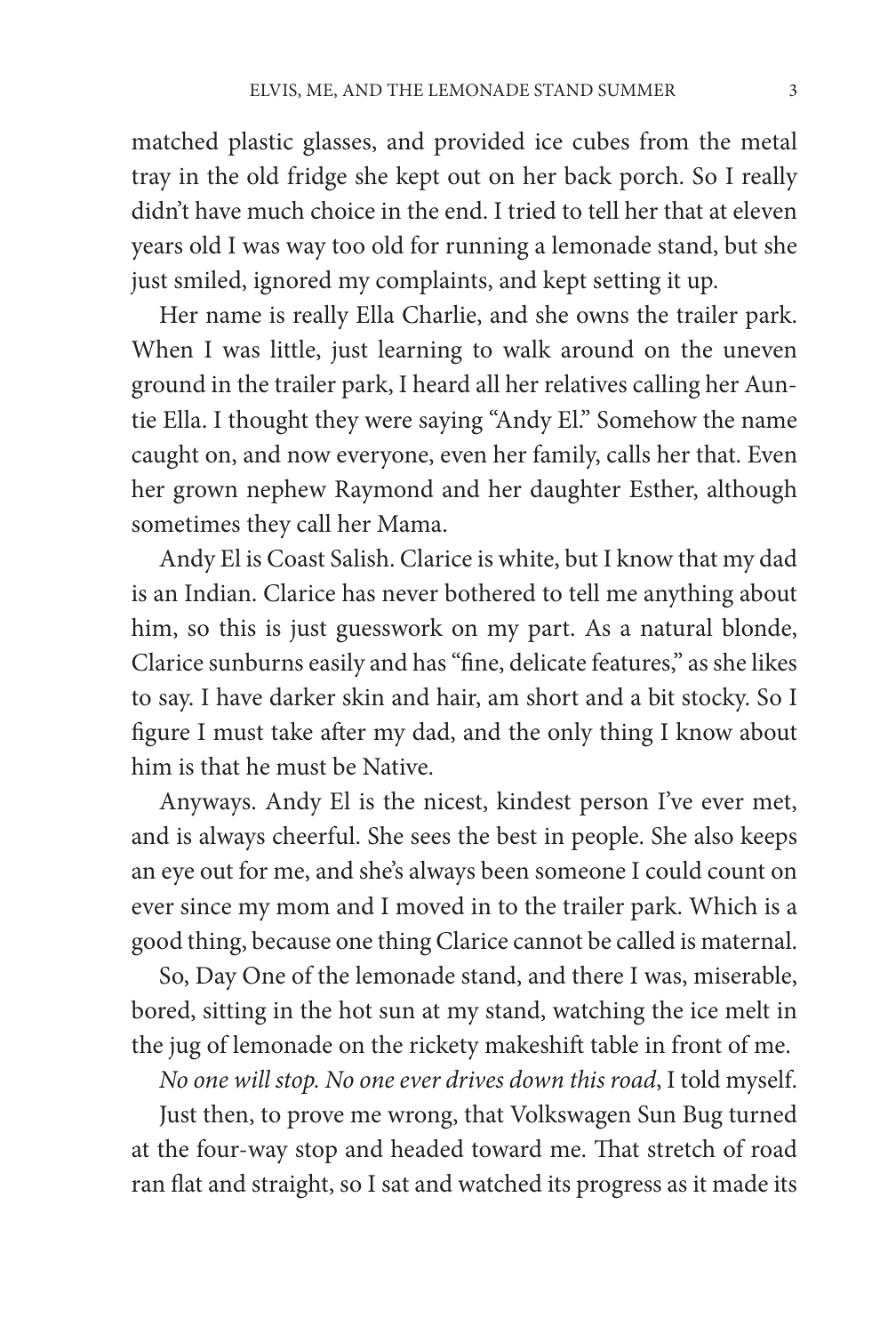matched plastic glasses, and provided ice cubes from the metal tray in the old fridge she kept out on her back porch. So I really didn't have much choice in the end. I tried to tell her that at eleven years old I was way too old for running a lemonade stand, but she just smiled, ignored my complaints, and kept setting it up.

Her name is really Ella Charlie, and she owns the trailer park. When I was little, just learning to walk around on the uneven ground in the trailer park, I heard all her relatives calling her Auntie Ella. I thought they were saying "Andy El." Somehow the name caught on, and now everyone, even her family, calls her that. Even her grown nephew Raymond and her daughter Esther, although sometimes they call her Mama.

Andy El is Coast Salish. Clarice is white, but I know that my dad is an Indian. Clarice has never bothered to tell me anything about him, so this is just guesswork on my part. As a natural blonde, Clarice sunburns easily and has "fine, delicate features," as she likes to say. I have darker skin and hair, am short and a bit stocky. So I figure I must take after my dad, and the only thing I know about him is that he must be Native.

Anyways. Andy El is the nicest, kindest person I've ever met, and is always cheerful. She sees the best in people. She also keeps an eye out for me, and she's always been someone I could count on ever since my mom and I moved in to the trailer park. Which is a good thing, because one thing Clarice cannot be called is maternal.

So, Day One of the lemonade stand, and there I was, miserable, bored, sitting in the hot sun at my stand, watching the ice melt in the jug of lemonade on the rickety makeshift table in front of me.

*No one will stop. No one ever drives down this road*, I told myself.

Just then, to prove me wrong, that Volkswagen Sun Bug turned at the four-way stop and headed toward me. That stretch of road ran flat and straight, so I sat and watched its progress as it made its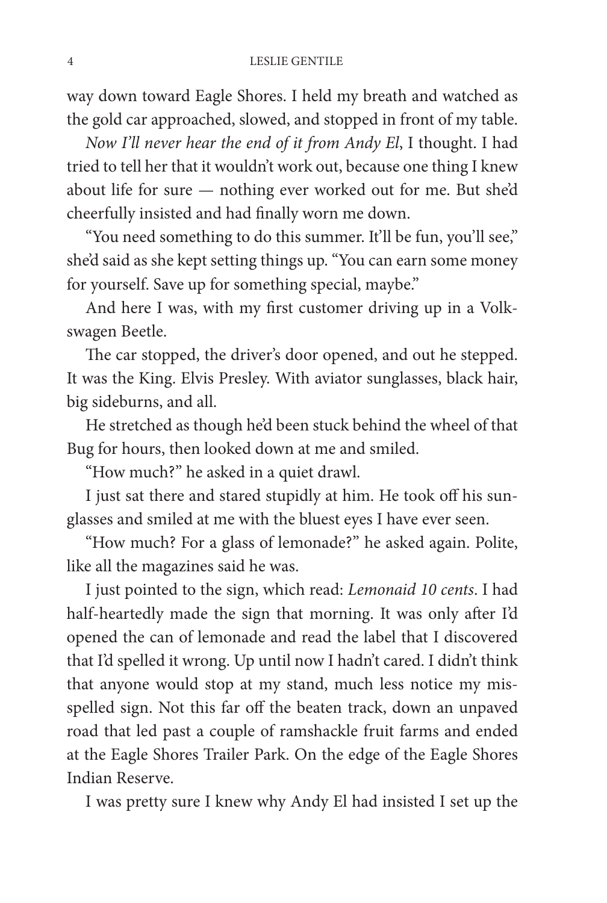way down toward Eagle Shores. I held my breath and watched as the gold car approached, slowed, and stopped in front of my table.

*Now I'll never hear the end of it from Andy El*, I thought. I had tried to tell her that it wouldn't work out, because one thing I knew about life for sure — nothing ever worked out for me. But she'd cheerfully insisted and had finally worn me down.

"You need something to do this summer. It'll be fun, you'll see," she'd said as she kept setting things up. "You can earn some money for yourself. Save up for something special, maybe."

And here I was, with my first customer driving up in a Volkswagen Beetle.

The car stopped, the driver's door opened, and out he stepped. It was the King. Elvis Presley. With aviator sunglasses, black hair, big sideburns, and all.

He stretched as though he'd been stuck behind the wheel of that Bug for hours, then looked down at me and smiled.

"How much?" he asked in a quiet drawl.

I just sat there and stared stupidly at him. He took off his sunglasses and smiled at me with the bluest eyes I have ever seen.

"How much? For a glass of lemonade?" he asked again. Polite, like all the magazines said he was.

I just pointed to the sign, which read: *Lemonaid 10 cents*. I had half-heartedly made the sign that morning. It was only after I'd opened the can of lemonade and read the label that I discovered that I'd spelled it wrong. Up until now I hadn't cared. I didn't think that anyone would stop at my stand, much less notice my misspelled sign. Not this far off the beaten track, down an unpaved road that led past a couple of ramshackle fruit farms and ended at the Eagle Shores Trailer Park. On the edge of the Eagle Shores Indian Reserve.

I was pretty sure I knew why Andy El had insisted I set up the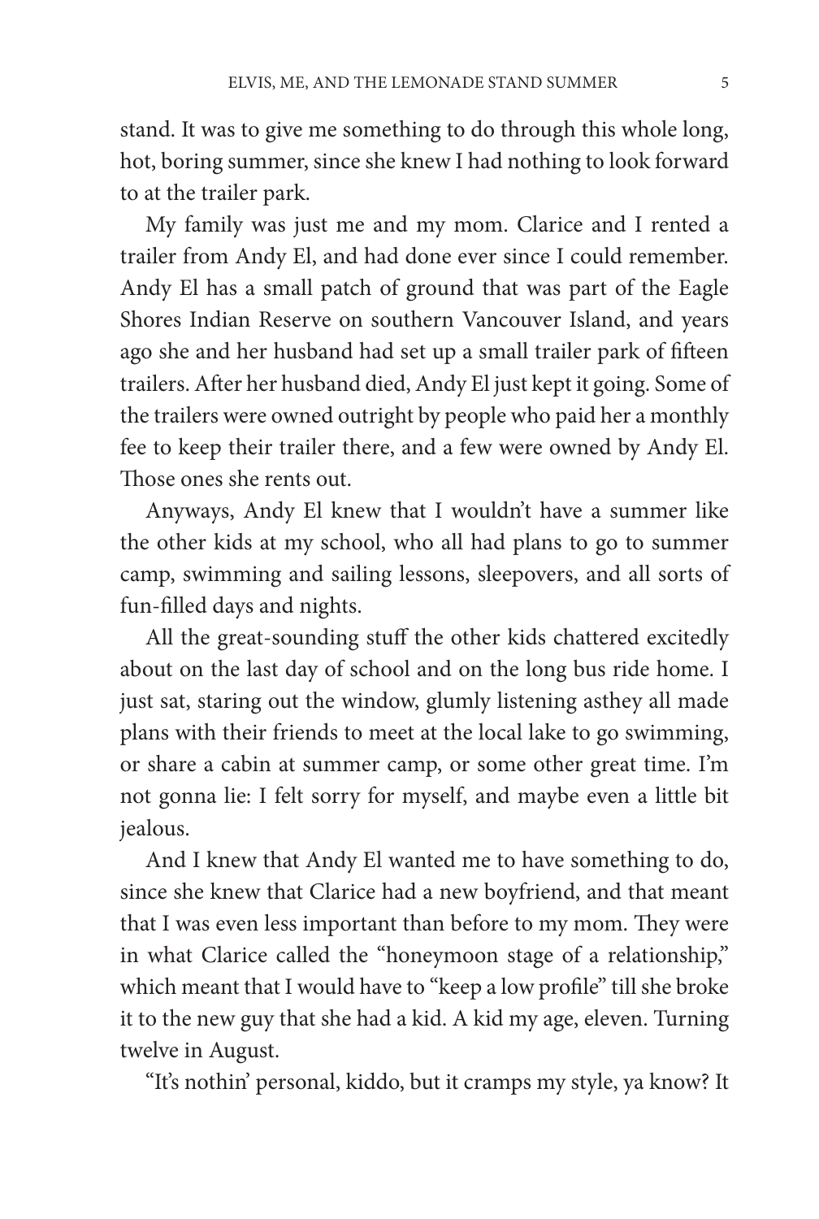stand. It was to give me something to do through this whole long, hot, boring summer, since she knew I had nothing to look forward to at the trailer park.

My family was just me and my mom. Clarice and I rented a trailer from Andy El, and had done ever since I could remember. Andy El has a small patch of ground that was part of the Eagle Shores Indian Reserve on southern Vancouver Island, and years ago she and her husband had set up a small trailer park of fifteen trailers. After her husband died, Andy El just kept it going. Some of the trailers were owned outright by people who paid her a monthly fee to keep their trailer there, and a few were owned by Andy El. Those ones she rents out.

Anyways, Andy El knew that I wouldn't have a summer like the other kids at my school, who all had plans to go to summer camp, swimming and sailing lessons, sleepovers, and all sorts of fun-filled days and nights.

All the great-sounding stuff the other kids chattered excitedly about on the last day of school and on the long bus ride home. I just sat, staring out the window, glumly listening asthey all made plans with their friends to meet at the local lake to go swimming, or share a cabin at summer camp, or some other great time. I'm not gonna lie: I felt sorry for myself, and maybe even a little bit jealous.

And I knew that Andy El wanted me to have something to do, since she knew that Clarice had a new boyfriend, and that meant that I was even less important than before to my mom. They were in what Clarice called the "honeymoon stage of a relationship," which meant that I would have to "keep a low profile" till she broke it to the new guy that she had a kid. A kid my age, eleven. Turning twelve in August.

"It's nothin' personal, kiddo, but it cramps my style, ya know? It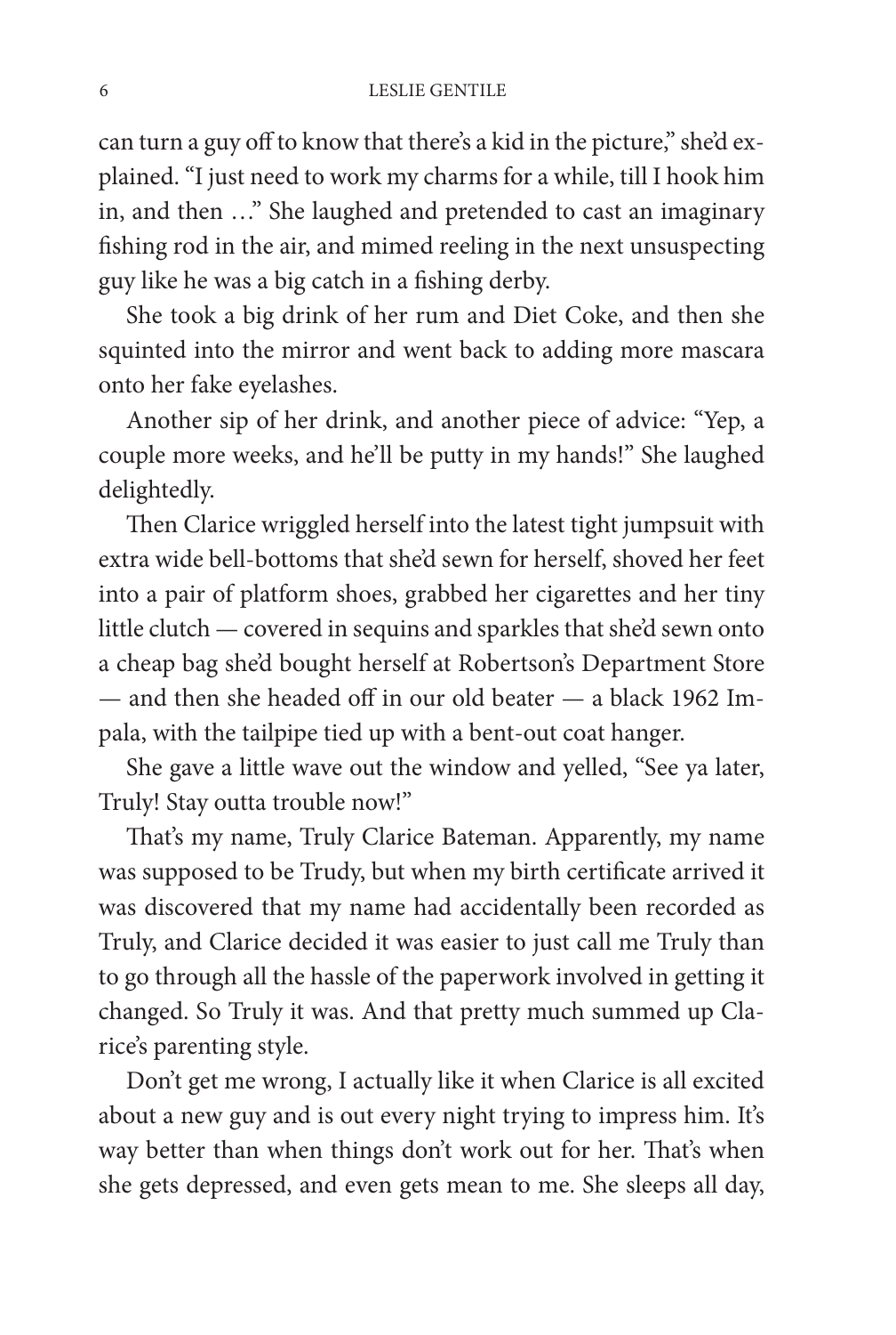can turn a guy off to know that there's a kid in the picture," she'd explained. "I just need to work my charms for a while, till I hook him in, and then …" She laughed and pretended to cast an imaginary fishing rod in the air, and mimed reeling in the next unsuspecting guy like he was a big catch in a fishing derby.

She took a big drink of her rum and Diet Coke, and then she squinted into the mirror and went back to adding more mascara onto her fake eyelashes.

Another sip of her drink, and another piece of advice: "Yep, a couple more weeks, and he'll be putty in my hands!" She laughed delightedly.

Then Clarice wriggled herself into the latest tight jumpsuit with extra wide bell-bottoms that she'd sewn for herself, shoved her feet into a pair of platform shoes, grabbed her cigarettes and her tiny little clutch — covered in sequins and sparkles that she'd sewn onto a cheap bag she'd bought herself at Robertson's Department Store — and then she headed off in our old beater — a black 1962 Impala, with the tailpipe tied up with a bent-out coat hanger.

She gave a little wave out the window and yelled, "See ya later, Truly! Stay outta trouble now!"

That's my name, Truly Clarice Bateman. Apparently, my name was supposed to be Trudy, but when my birth certificate arrived it was discovered that my name had accidentally been recorded as Truly, and Clarice decided it was easier to just call me Truly than to go through all the hassle of the paperwork involved in getting it changed. So Truly it was. And that pretty much summed up Clarice's parenting style.

Don't get me wrong, I actually like it when Clarice is all excited about a new guy and is out every night trying to impress him. It's way better than when things don't work out for her. That's when she gets depressed, and even gets mean to me. She sleeps all day,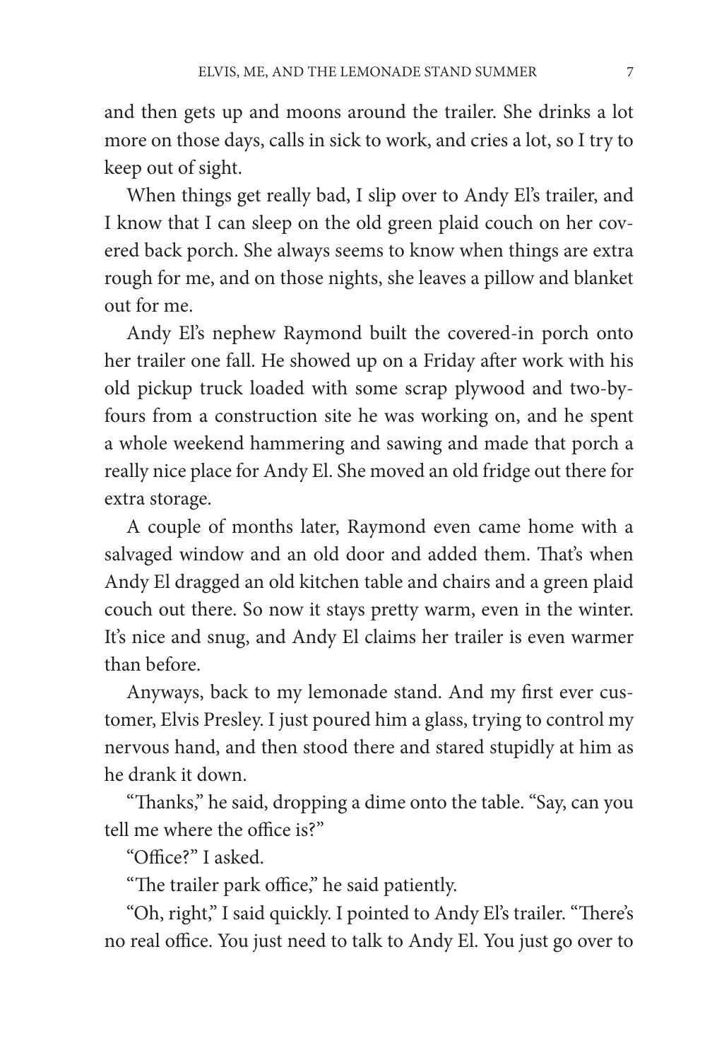and then gets up and moons around the trailer. She drinks a lot more on those days, calls in sick to work, and cries a lot, so I try to keep out of sight.

When things get really bad, I slip over to Andy El's trailer, and I know that I can sleep on the old green plaid couch on her covered back porch. She always seems to know when things are extra rough for me, and on those nights, she leaves a pillow and blanket out for me.

Andy El's nephew Raymond built the covered-in porch onto her trailer one fall. He showed up on a Friday after work with his old pickup truck loaded with some scrap plywood and two-by-fours from a construction site he was working on, and he spent a whole weekend hammering and sawing and made that porch a really nice place for Andy El. She moved an old fridge out there for extra storage.

A couple of months later, Raymond even came home with a salvaged window and an old door and added them. That's when Andy El dragged an old kitchen table and chairs and a green plaid couch out there. So now it stays pretty warm, even in the winter. It's nice and snug, and Andy El claims her trailer is even warmer than before.

Anyways, back to my lemonade stand. And my first ever customer, Elvis Presley. I just poured him a glass, trying to control my nervous hand, and then stood there and stared stupidly at him as he drank it down.

"Thanks," he said, dropping a dime onto the table. "Say, can you tell me where the office is?"

"Office?" I asked.

"The trailer park office," he said patiently.

"Oh, right," I said quickly. I pointed to Andy El's trailer. "There's no real office. You just need to talk to Andy El. You just go over to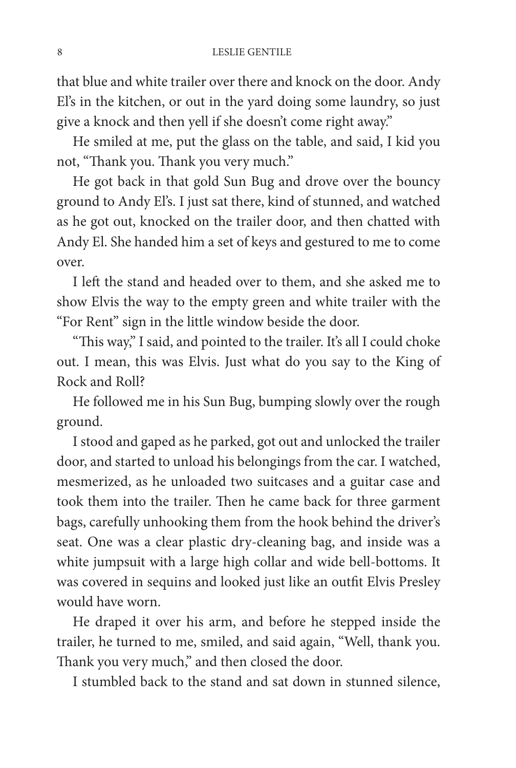that blue and white trailer over there and knock on the door. Andy El's in the kitchen, or out in the yard doing some laundry, so just give a knock and then yell if she doesn't come right away."

He smiled at me, put the glass on the table, and said, I kid you not, "Thank you. Thank you very much."

He got back in that gold Sun Bug and drove over the bouncy ground to Andy El's. I just sat there, kind of stunned, and watched as he got out, knocked on the trailer door, and then chatted with Andy El. She handed him a set of keys and gestured to me to come over.

I left the stand and headed over to them, and she asked me to show Elvis the way to the empty green and white trailer with the "For Rent" sign in the little window beside the door.

"This way," I said, and pointed to the trailer. It's all I could choke out. I mean, this was Elvis. Just what do you say to the King of Rock and Roll?

He followed me in his Sun Bug, bumping slowly over the rough ground.

I stood and gaped as he parked, got out and unlocked the trailer door, and started to unload his belongings from the car. I watched, mesmerized, as he unloaded two suitcases and a guitar case and took them into the trailer. Then he came back for three garment bags, carefully unhooking them from the hook behind the driver's seat. One was a clear plastic dry-cleaning bag, and inside was a white jumpsuit with a large high collar and wide bell-bottoms. It was covered in sequins and looked just like an outfit Elvis Presley would have worn.

He draped it over his arm, and before he stepped inside the trailer, he turned to me, smiled, and said again, "Well, thank you. Thank you very much," and then closed the door.

I stumbled back to the stand and sat down in stunned silence,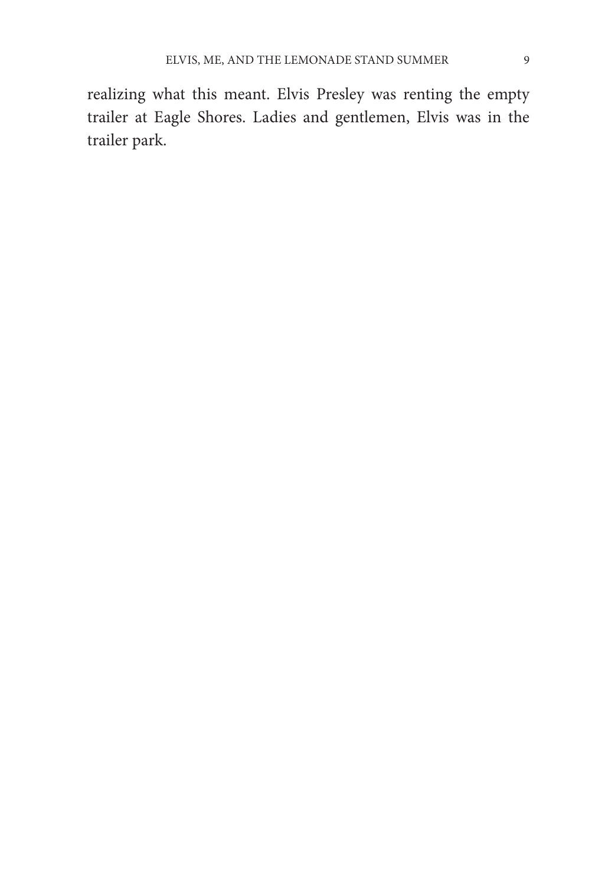realizing what this meant. Elvis Presley was renting the empty trailer at Eagle Shores. Ladies and gentlemen, Elvis was in the trailer park.